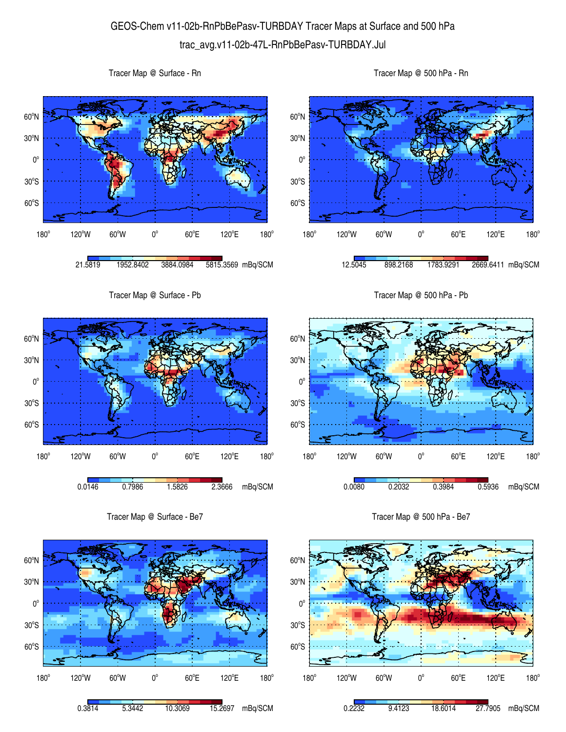# GEOS-Chem v11-02b-RnPbBePasv-TURBDAY Tracer Maps at Surface and 500 hPa

## trac_avg.v11-02b-47L-RnPbBePasv-TURBDAY.Jul

### Tracer Map @ Surface - Rn

21.5819 | 1952.8402 | 3884.0984 | 5815.3569 mBq/SCM

### Tracer Map @ 500 hPa - Rn

12.5045 | 898.2168 | 1783.9291 | 2669.6411 mBq/SCM

### Tracer Map @ Surface - Pb

0.0146 | 0.7986 | 1.5826 | 2.3666 mBq/SCM

### Tracer Map @ 500 hPa - Pb

0.0080 | 0.2032 | 0.3984 | 0.5936 mBq/SCM

### Tracer Map @ Surface - Be7

0.3814 | 5.3442 | 10.3069 | 15.2697 mBq/SCM

### Tracer Map @ 500 hPa - Be7

0.2232 | 9.4123 | 18.6014 | 27.7905 mBq/SCM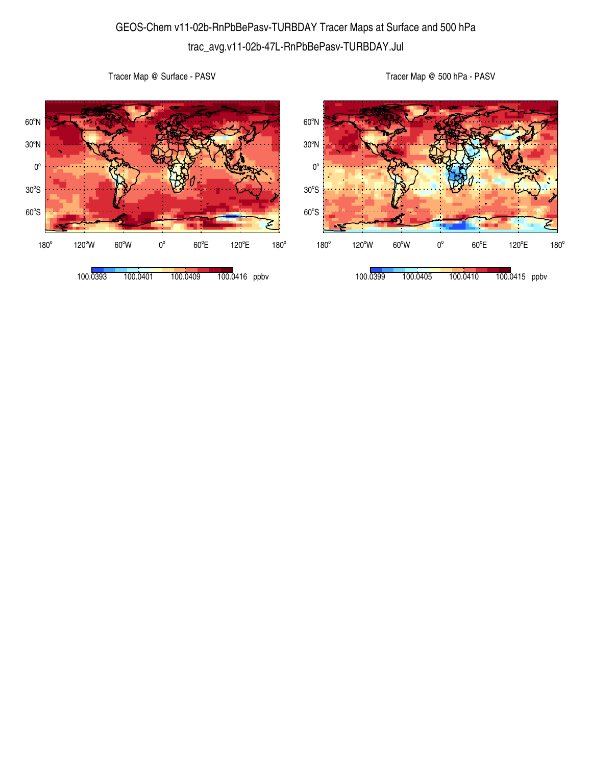GEOS-Chem v11-02b-RnPbBePasv-TURBDAY Tracer Maps at Surface and 500 hPa

trac_avg.v11-02b-47L-RnPbBePasv-TURBDAY.Jul

Tracer Map @ Surface - PASV

60°N
30°N
0°
30°S
60°S

180° 120°W 60°W 0° 60°E 120°E 180°

100.0393 100.0401 100.0409 100.0416 ppbv

Tracer Map @ 500 hPa - PASV

60°N
30°N
0°
30°S
60°S

180° 120°W 60°W 0° 60°E 120°E 180°

100.0399 100.0405 100.0410 100.0415 ppbv